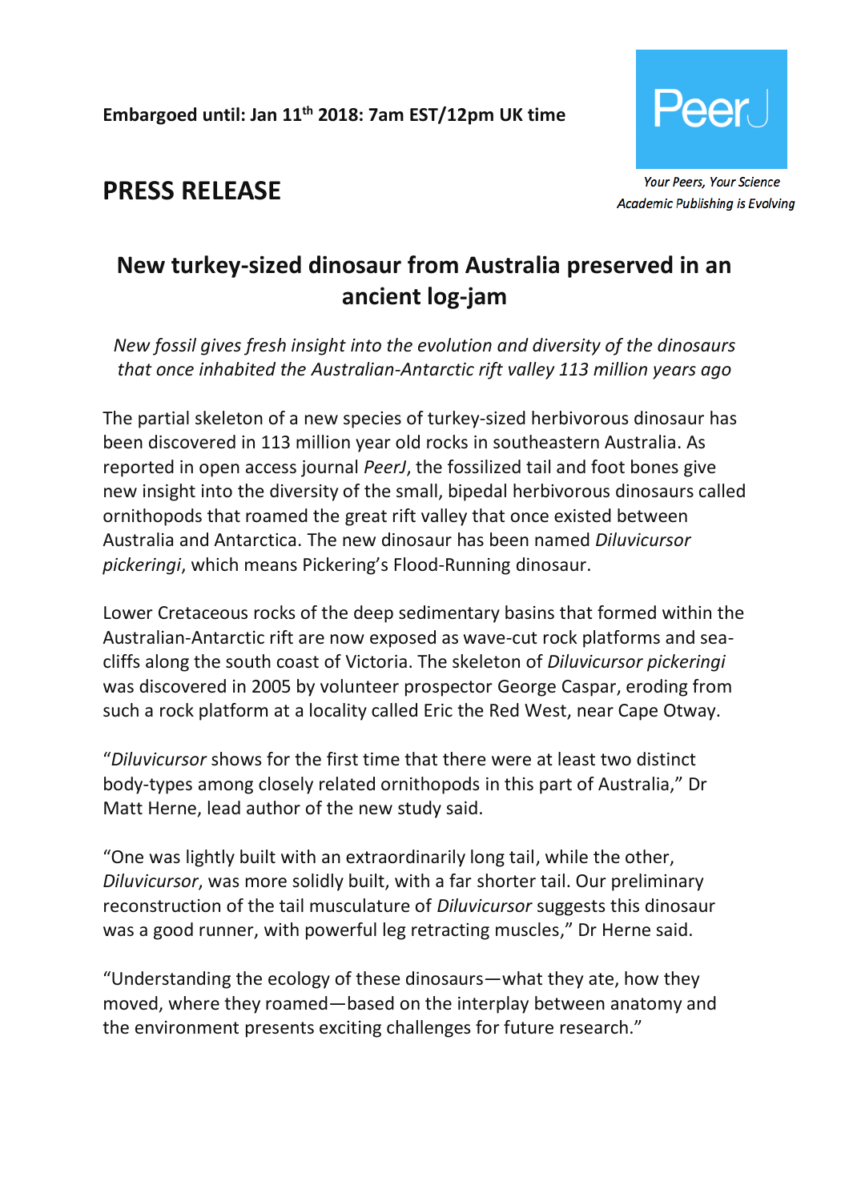**Embargoed until: Jan 11th 2018: 7am EST/12pm UK time**

PeerJ

*Your Peers, Your Science*
*Academic Publishing is Evolving*

# PRESS RELEASE

## New turkey-sized dinosaur from Australia preserved in an ancient log-jam

*New fossil gives fresh insight into the evolution and diversity of the dinosaurs that once inhabited the Australian-Antarctic rift valley 113 million years ago*

The partial skeleton of a new species of turkey-sized herbivorous dinosaur has been discovered in 113 million year old rocks in southeastern Australia. As reported in open access journal *PeerJ*, the fossilized tail and foot bones give new insight into the diversity of the small, bipedal herbivorous dinosaurs called ornithopods that roamed the great rift valley that once existed between Australia and Antarctica. The new dinosaur has been named *Diluvicursor pickeringi*, which means Pickering's Flood-Running dinosaur.

Lower Cretaceous rocks of the deep sedimentary basins that formed within the Australian-Antarctic rift are now exposed as wave-cut rock platforms and sea-cliffs along the south coast of Victoria. The skeleton of *Diluvicursor pickeringi* was discovered in 2005 by volunteer prospector George Caspar, eroding from such a rock platform at a locality called Eric the Red West, near Cape Otway.

"*Diluvicursor* shows for the first time that there were at least two distinct body-types among closely related ornithopods in this part of Australia," Dr Matt Herne, lead author of the new study said.

"One was lightly built with an extraordinarily long tail, while the other, *Diluvicursor*, was more solidly built, with a far shorter tail. Our preliminary reconstruction of the tail musculature of *Diluvicursor* suggests this dinosaur was a good runner, with powerful leg retracting muscles," Dr Herne said.

"Understanding the ecology of these dinosaurs—what they ate, how they moved, where they roamed—based on the interplay between anatomy and the environment presents exciting challenges for future research."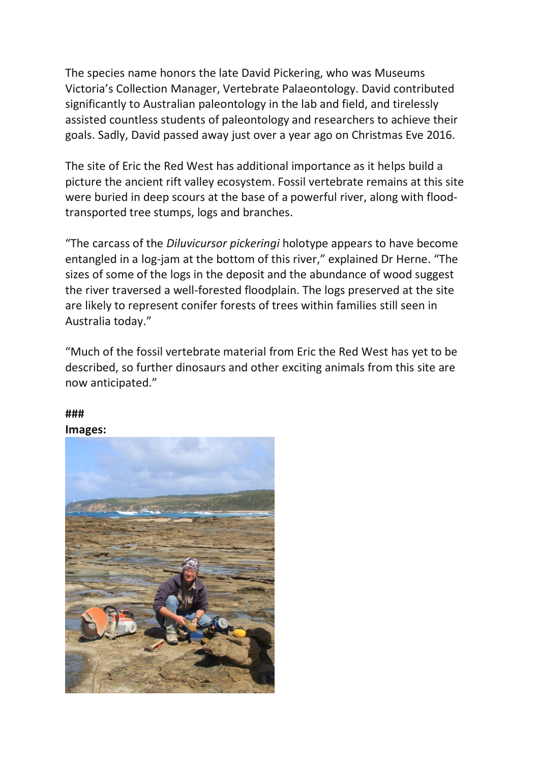The species name honors the late David Pickering, who was Museums Victoria's Collection Manager, Vertebrate Palaeontology. David contributed significantly to Australian paleontology in the lab and field, and tirelessly assisted countless students of paleontology and researchers to achieve their goals. Sadly, David passed away just over a year ago on Christmas Eve 2016.

The site of Eric the Red West has additional importance as it helps build a picture the ancient rift valley ecosystem. Fossil vertebrate remains at this site were buried in deep scours at the base of a powerful river, along with flood-transported tree stumps, logs and branches.

"The carcass of the *Diluvicursor pickeringi* holotype appears to have become entangled in a log-jam at the bottom of this river," explained Dr Herne. "The sizes of some of the logs in the deposit and the abundance of wood suggest the river traversed a well-forested floodplain. The logs preserved at the site are likely to represent conifer forests of trees within families still seen in Australia today."

"Much of the fossil vertebrate material from Eric the Red West has yet to be described, so further dinosaurs and other exciting animals from this site are now anticipated."

**###**

**Images:**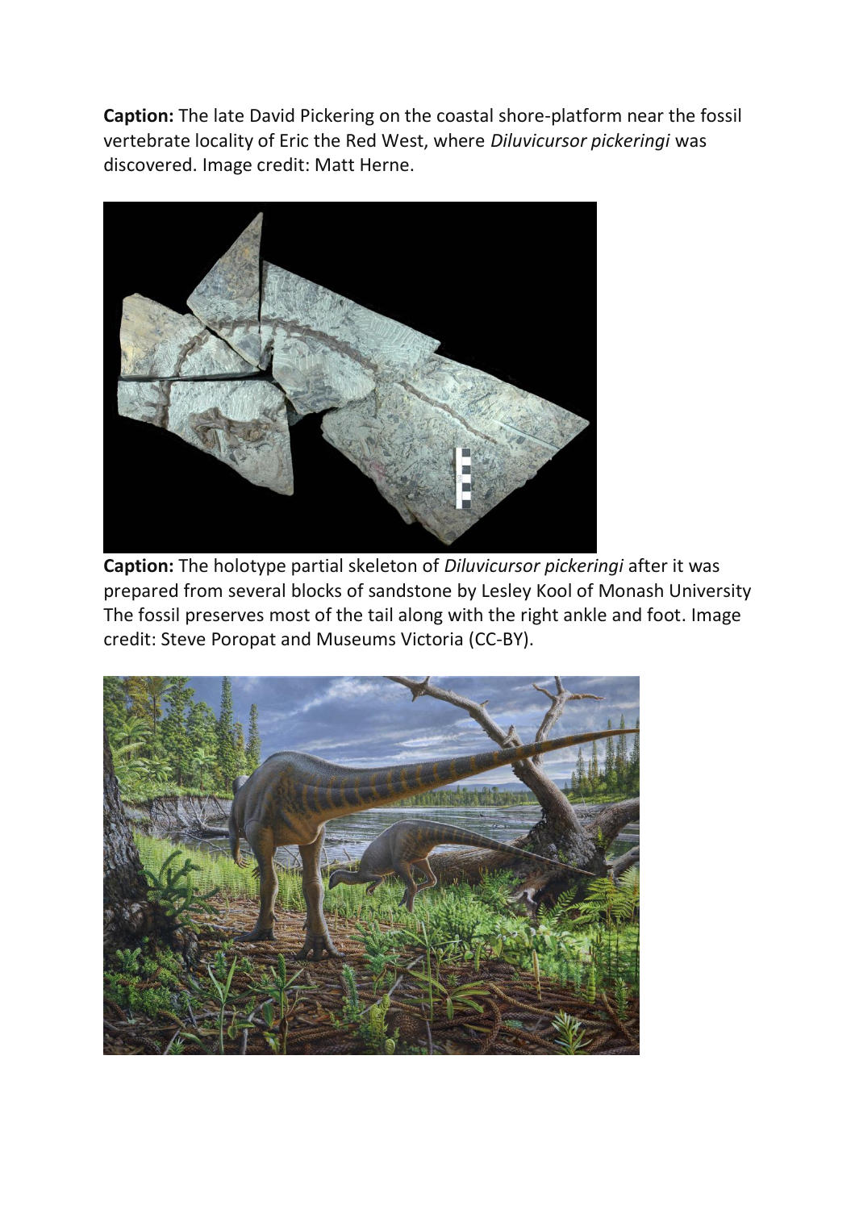**Caption:** The late David Pickering on the coastal shore-platform near the fossil vertebrate locality of Eric the Red West, where *Diluvicursor pickeringi* was discovered. Image credit: Matt Herne.

**Caption:** The holotype partial skeleton of *Diluvicursor pickeringi* after it was prepared from several blocks of sandstone by Lesley Kool of Monash University The fossil preserves most of the tail along with the right ankle and foot. Image credit: Steve Poropat and Museums Victoria (CC-BY).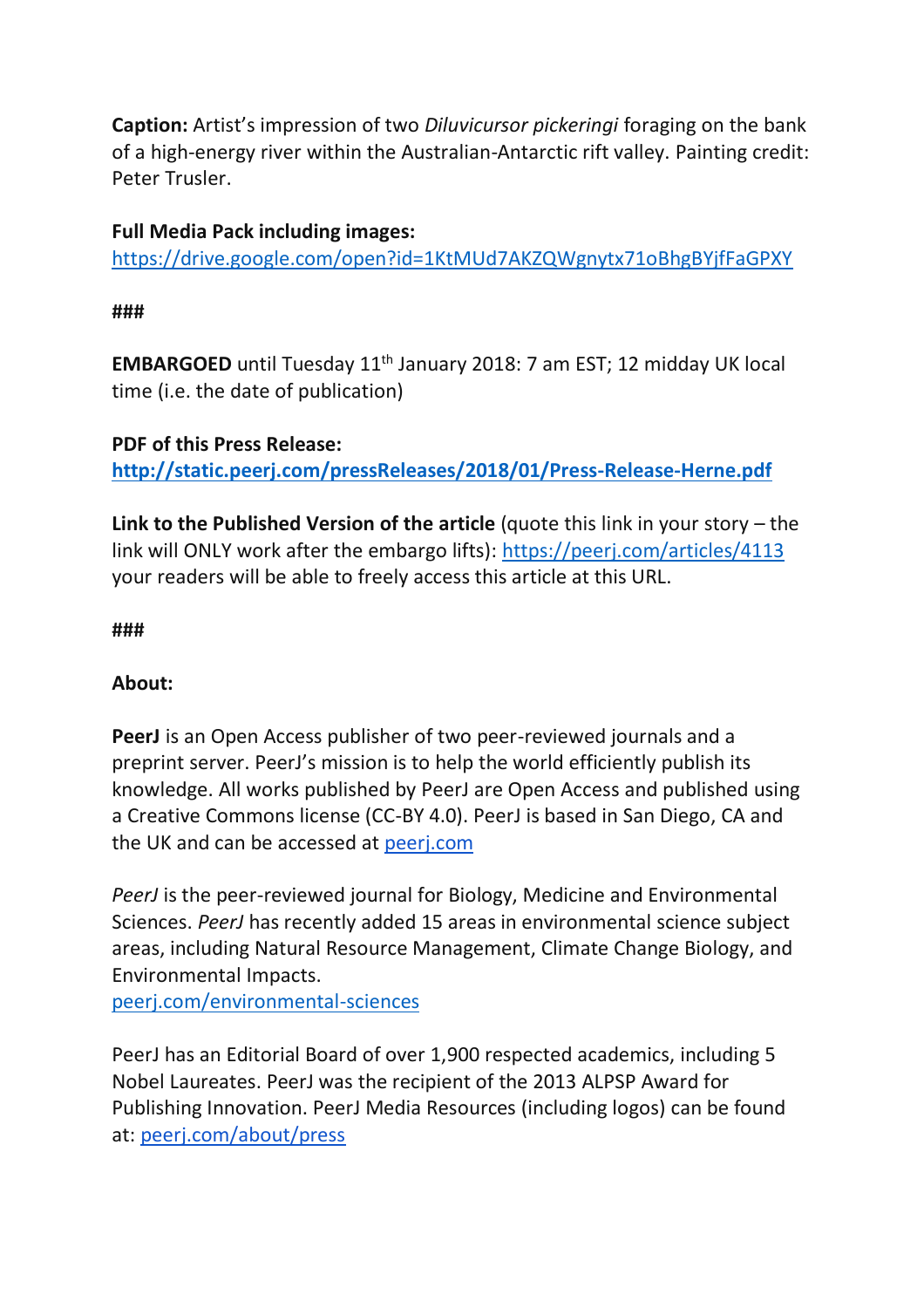**Caption:** Artist's impression of two *Diluvicursor pickeringi* foraging on the bank of a high-energy river within the Australian-Antarctic rift valley. Painting credit: Peter Trusler.

**Full Media Pack including images:**
[https://drive.google.com/open?id=1KtMUd7AKZQWgnytx71oBhgBYjfFaGPXY](https://drive.google.com/open?id=1KtMUd7AKZQWgnytx71oBhgBYjfFaGPXY)

**###**

**EMBARGOED** until Tuesday 11th January 2018: 7 am EST; 12 midday UK local time (i.e. the date of publication)

**PDF of this Press Release:**
**[http://static.peerj.com/pressReleases/2018/01/Press-Release-Herne.pdf](http://static.peerj.com/pressReleases/2018/01/Press-Release-Herne.pdf)**

**Link to the Published Version of the article** (quote this link in your story – the link will ONLY work after the embargo lifts): [https://peerj.com/articles/4113](https://peerj.com/articles/4113) your readers will be able to freely access this article at this URL.

**###**

**About:**

**PeerJ** is an Open Access publisher of two peer-reviewed journals and a preprint server. PeerJ's mission is to help the world efficiently publish its knowledge. All works published by PeerJ are Open Access and published using a Creative Commons license (CC-BY 4.0). PeerJ is based in San Diego, CA and the UK and can be accessed at [peerj.com](https://peerj.com)

*PeerJ* is the peer-reviewed journal for Biology, Medicine and Environmental Sciences. *PeerJ* has recently added 15 areas in environmental science subject areas, including Natural Resource Management, Climate Change Biology, and Environmental Impacts.
[peerj.com/environmental-sciences](https://peerj.com/environmental-sciences)

PeerJ has an Editorial Board of over 1,900 respected academics, including 5 Nobel Laureates. PeerJ was the recipient of the 2013 ALPSP Award for Publishing Innovation. PeerJ Media Resources (including logos) can be found at: [peerj.com/about/press](https://peerj.com/about/press)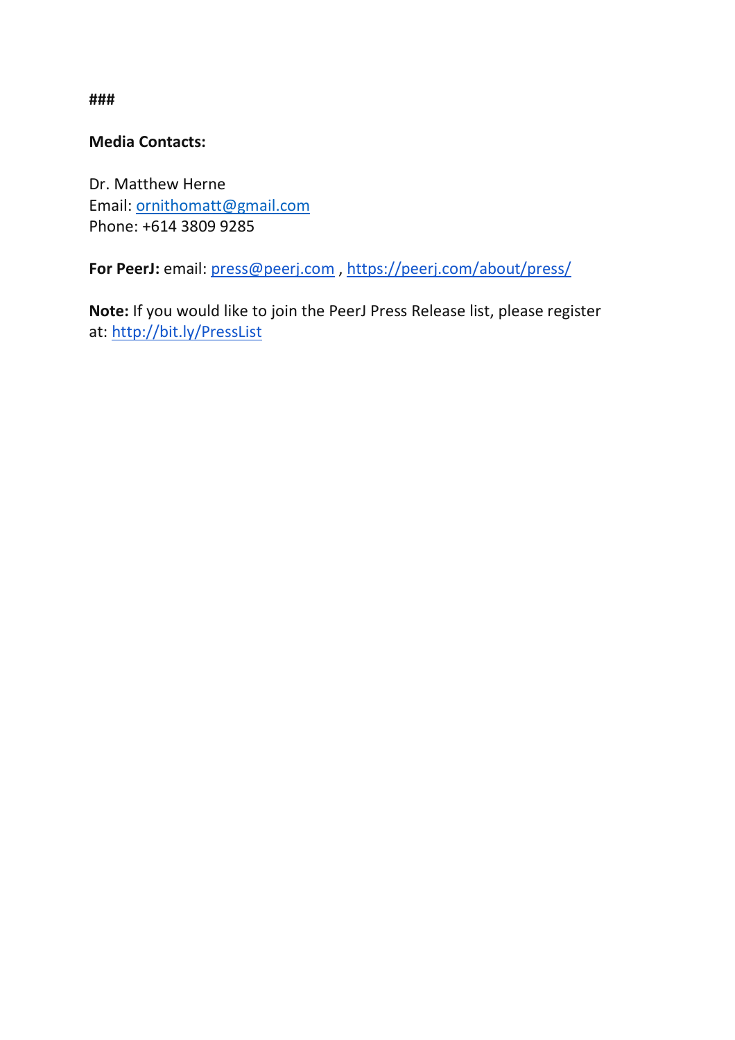###

**Media Contacts:**

Dr. Matthew Herne
Email: ornithomatt@gmail.com
Phone: +614 3809 9285

**For PeerJ:** email: press@peerj.com , https://peerj.com/about/press/

**Note:** If you would like to join the PeerJ Press Release list, please register at: http://bit.ly/PressList